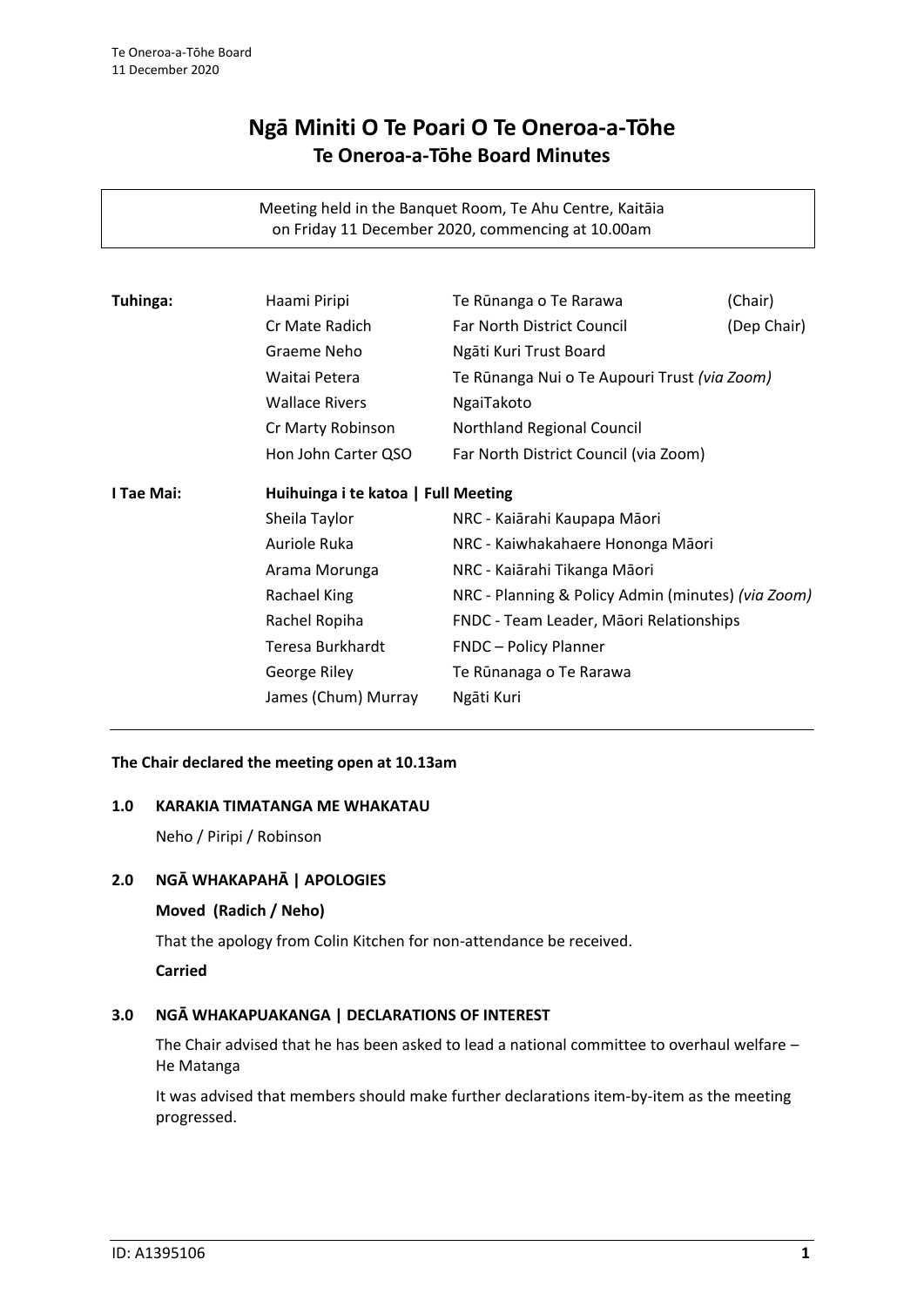# Ngā Miniti O Te Poari O Te Oneroa-a-Tōhe
## Te Oneroa-a-Tōhe Board Minutes

Meeting held in the Banquet Room, Te Ahu Centre, Kaitāia
on Friday 11 December 2020, commencing at 10.00am

| | | | |
|---|---|---|---|
| **Tuhinga:** | Haami Piripi | Te Rūnanga o Te Rarawa | (Chair) |
| | Cr Mate Radich | Far North District Council | (Dep Chair) |
| | Graeme Neho | Ngāti Kuri Trust Board | |
| | Waitai Petera | Te Rūnanga Nui o Te Aupouri Trust *(via Zoom)* | |
| | Wallace Rivers | NgaiTakoto | |
| | Cr Marty Robinson | Northland Regional Council | |
| | Hon John Carter QSO | Far North District Council (via Zoom) | |
| **I Tae Mai:** | **Huihuinga i te katoa \| Full Meeting** | | |
| | Sheila Taylor | NRC - Kaiārahi Kaupapa Māori | |
| | Auriole Ruka | NRC - Kaiwhakahaere Hononga Māori | |
| | Arama Morunga | NRC - Kaiārahi Tikanga Māori | |
| | Rachael King | NRC - Planning & Policy Admin (minutes) *(via Zoom)* | |
| | Rachel Ropiha | FNDC - Team Leader, Māori Relationships | |
| | Teresa Burkhardt | FNDC – Policy Planner | |
| | George Riley | Te Rūnanaga o Te Rarawa | |
| | James (Chum) Murray | Ngāti Kuri | |

**The Chair declared the meeting open at 10.13am**

### 1.0 KARAKIA TIMATANGA ME WHAKATAU

Neho / Piripi / Robinson

### 2.0 NGĀ WHAKAPAHĀ | APOLOGIES

**Moved (Radich / Neho)**

That the apology from Colin Kitchen for non-attendance be received.

**Carried**

### 3.0 NGĀ WHAKAPUAKANGA | DECLARATIONS OF INTEREST

The Chair advised that he has been asked to lead a national committee to overhaul welfare – He Matanga

It was advised that members should make further declarations item-by-item as the meeting progressed.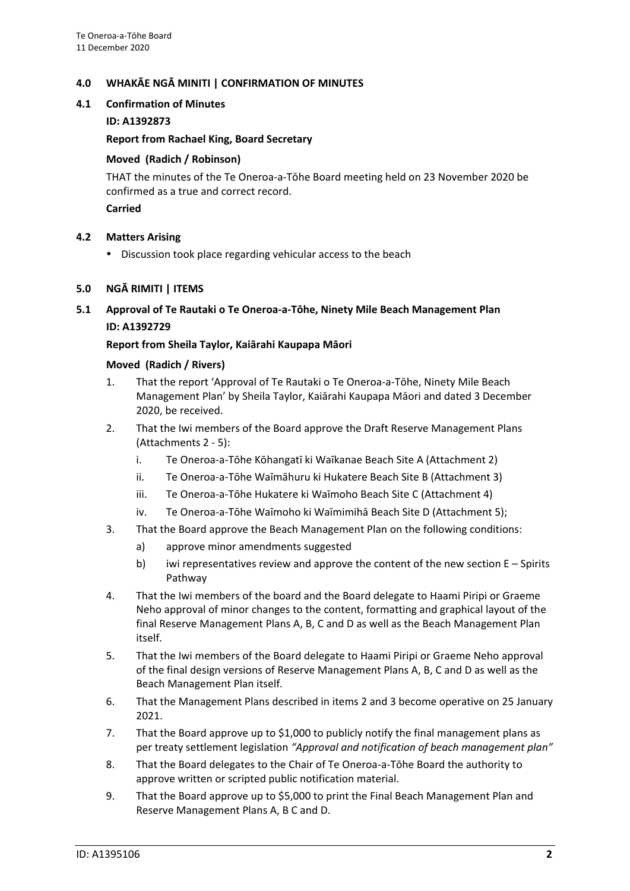## 4.0 WHAKĀE NGĀ MINITI | CONFIRMATION OF MINUTES

### 4.1 Confirmation of Minutes

**ID: A1392873**

**Report from Rachael King, Board Secretary**

**Moved (Radich / Robinson)**

THAT the minutes of the Te Oneroa-a-Tōhe Board meeting held on 23 November 2020 be confirmed as a true and correct record.

**Carried**

### 4.2 Matters Arising

- Discussion took place regarding vehicular access to the beach

## 5.0 NGĀ RIMITI | ITEMS

### 5.1 Approval of Te Rautaki o Te Oneroa-a-Tōhe, Ninety Mile Beach Management Plan

**ID: A1392729**

**Report from Sheila Taylor, Kaiārahi Kaupapa Māori**

**Moved (Radich / Rivers)**

1. That the report 'Approval of Te Rautaki o Te Oneroa-a-Tōhe, Ninety Mile Beach Management Plan' by Sheila Taylor, Kaiārahi Kaupapa Māori and dated 3 December 2020, be received.
2. That the Iwi members of the Board approve the Draft Reserve Management Plans (Attachments 2 - 5):
   i. Te Oneroa-a-Tōhe Kōhangatī ki Waīkanae Beach Site A (Attachment 2)
   ii. Te Oneroa-a-Tōhe Waīmāhuru ki Hukatere Beach Site B (Attachment 3)
   iii. Te Oneroa-a-Tōhe Hukatere ki Waīmoho Beach Site C (Attachment 4)
   iv. Te Oneroa-a-Tōhe Waīmoho ki Waīmimihā Beach Site D (Attachment 5);
3. That the Board approve the Beach Management Plan on the following conditions:
   a) approve minor amendments suggested
   b) iwi representatives review and approve the content of the new section E – Spirits Pathway
4. That the Iwi members of the board and the Board delegate to Haami Piripi or Graeme Neho approval of minor changes to the content, formatting and graphical layout of the final Reserve Management Plans A, B, C and D as well as the Beach Management Plan itself.
5. That the Iwi members of the Board delegate to Haami Piripi or Graeme Neho approval of the final design versions of Reserve Management Plans A, B, C and D as well as the Beach Management Plan itself.
6. That the Management Plans described in items 2 and 3 become operative on 25 January 2021.
7. That the Board approve up to $1,000 to publicly notify the final management plans as per treaty settlement legislation *"Approval and notification of beach management plan"*
8. That the Board delegates to the Chair of Te Oneroa-a-Tōhe Board the authority to approve written or scripted public notification material.
9. That the Board approve up to $5,000 to print the Final Beach Management Plan and Reserve Management Plans A, B C and D.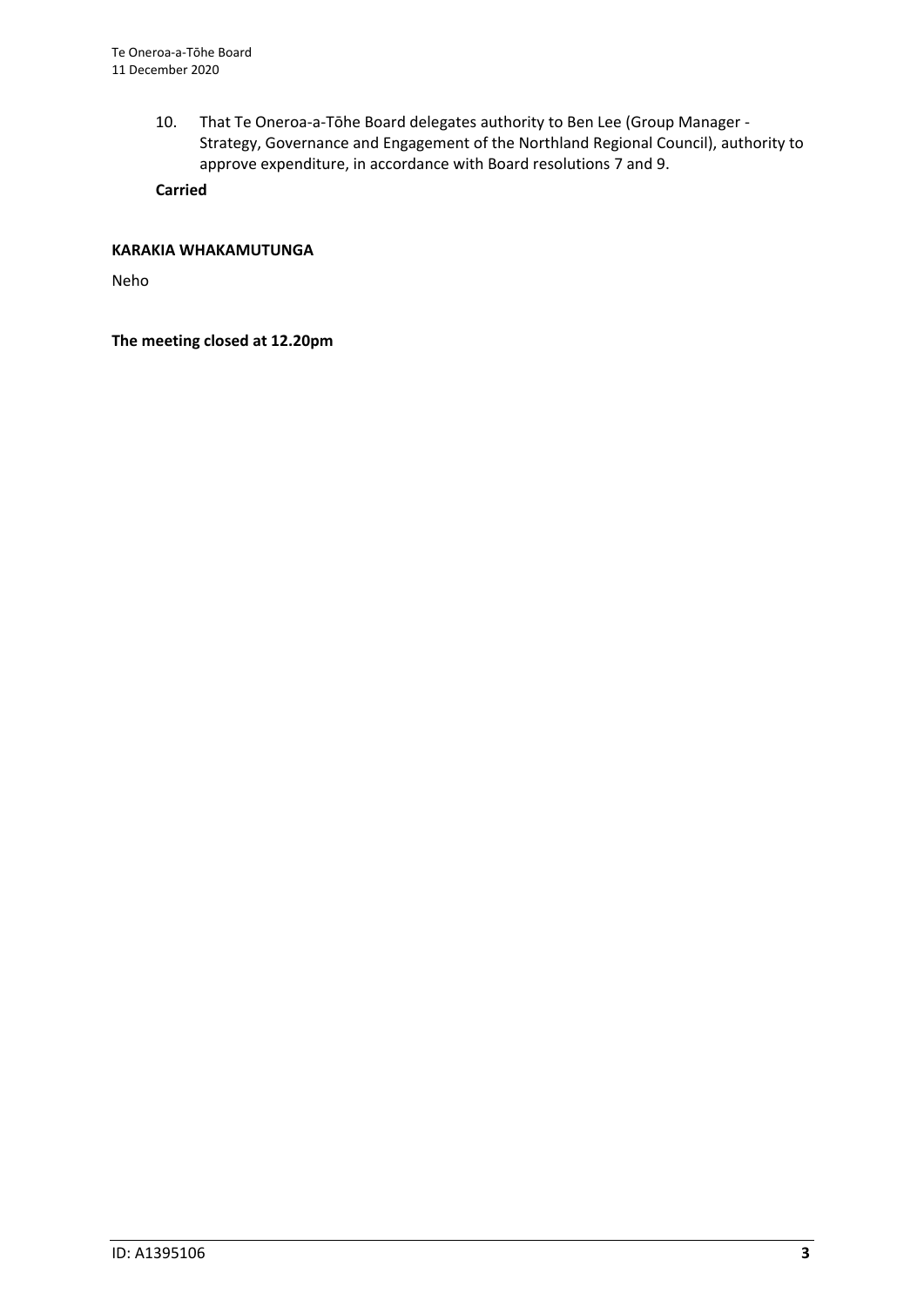10. That Te Oneroa-a-Tōhe Board delegates authority to Ben Lee (Group Manager - Strategy, Governance and Engagement of the Northland Regional Council), authority to approve expenditure, in accordance with Board resolutions 7 and 9.

**Carried**

**KARAKIA WHAKAMUTUNGA**

Neho

**The meeting closed at 12.20pm**

ID: A1395106